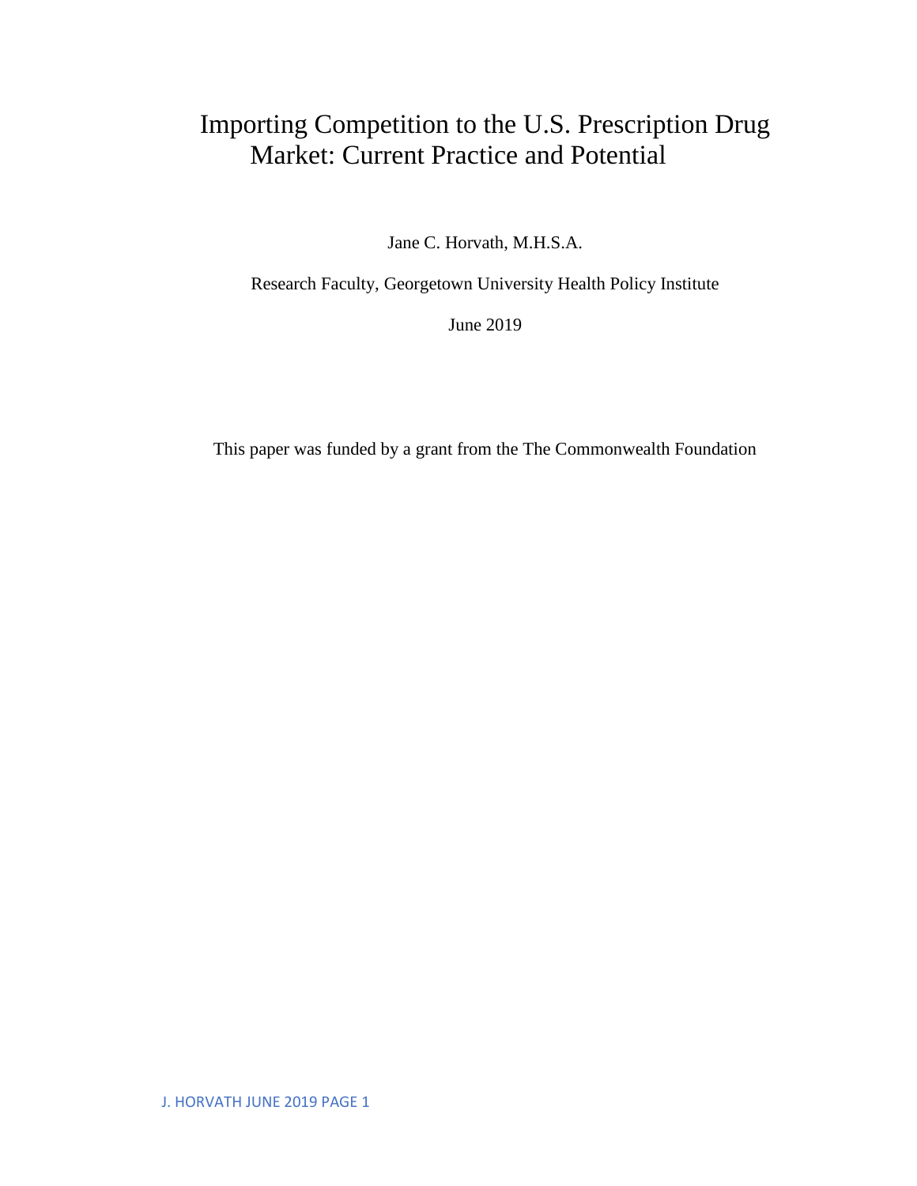# Importing Competition to the U.S. Prescription Drug Market: Current Practice and Potential

Jane C. Horvath, M.H.S.A.

Research Faculty, Georgetown University Health Policy Institute

June 2019

This paper was funded by a grant from the The Commonwealth Foundation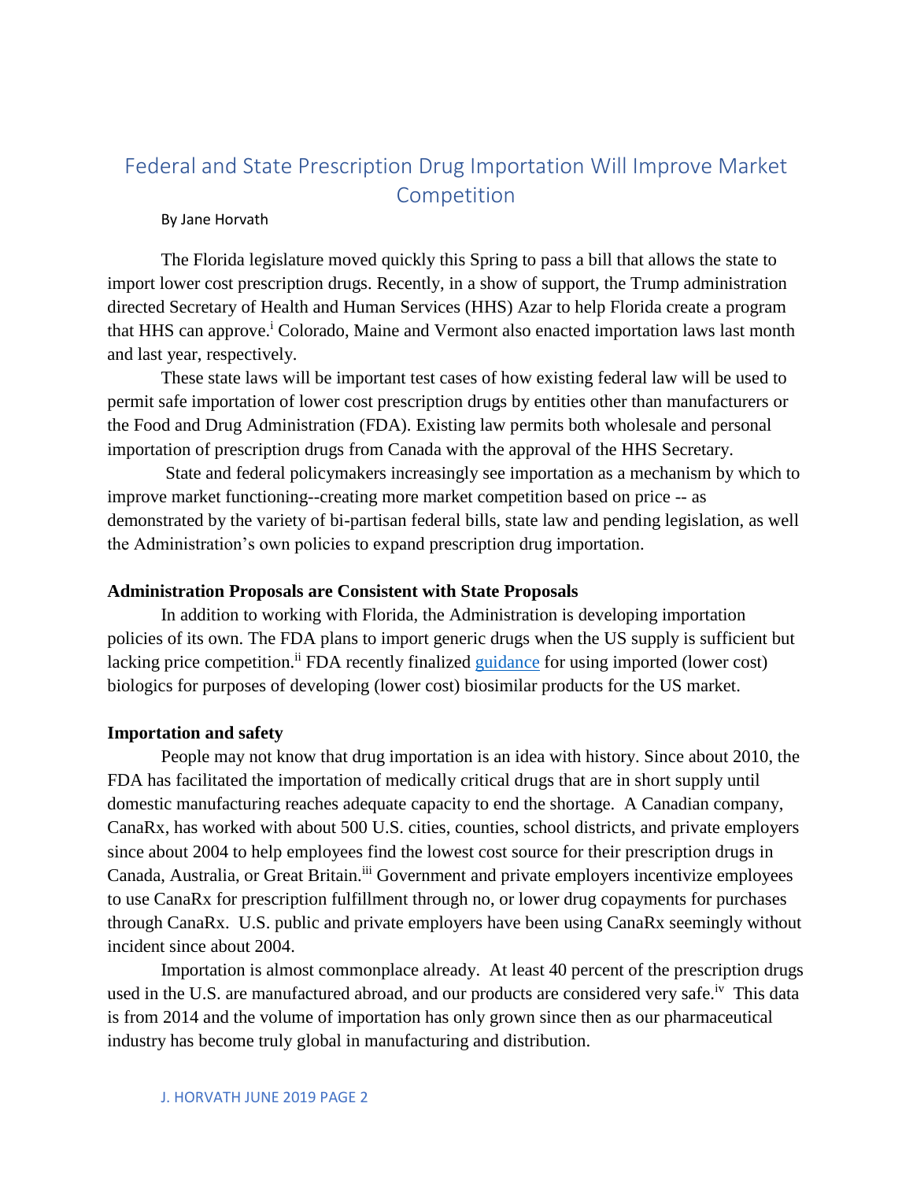# Federal and State Prescription Drug Importation Will Improve Market Competition

By Jane Horvath

The Florida legislature moved quickly this Spring to pass a bill that allows the state to import lower cost prescription drugs. Recently, in a show of support, the Trump administration directed Secretary of Health and Human Services (HHS) Azar to help Florida create a program that HHS can approve.[i] Colorado, Maine and Vermont also enacted importation laws last month and last year, respectively.

These state laws will be important test cases of how existing federal law will be used to permit safe importation of lower cost prescription drugs by entities other than manufacturers or the Food and Drug Administration (FDA). Existing law permits both wholesale and personal importation of prescription drugs from Canada with the approval of the HHS Secretary.

State and federal policymakers increasingly see importation as a mechanism by which to improve market functioning--creating more market competition based on price -- as demonstrated by the variety of bi-partisan federal bills, state law and pending legislation, as well the Administration's own policies to expand prescription drug importation.

**Administration Proposals are Consistent with State Proposals**

In addition to working with Florida, the Administration is developing importation policies of its own. The FDA plans to import generic drugs when the US supply is sufficient but lacking price competition.[ii] FDA recently finalized guidance for using imported (lower cost) biologics for purposes of developing (lower cost) biosimilar products for the US market.

**Importation and safety**

People may not know that drug importation is an idea with history. Since about 2010, the FDA has facilitated the importation of medically critical drugs that are in short supply until domestic manufacturing reaches adequate capacity to end the shortage. A Canadian company, CanaRx, has worked with about 500 U.S. cities, counties, school districts, and private employers since about 2004 to help employees find the lowest cost source for their prescription drugs in Canada, Australia, or Great Britain.[iii] Government and private employers incentivize employees to use CanaRx for prescription fulfillment through no, or lower drug copayments for purchases through CanaRx. U.S. public and private employers have been using CanaRx seemingly without incident since about 2004.

Importation is almost commonplace already. At least 40 percent of the prescription drugs used in the U.S. are manufactured abroad, and our products are considered very safe.[iv] This data is from 2014 and the volume of importation has only grown since then as our pharmaceutical industry has become truly global in manufacturing and distribution.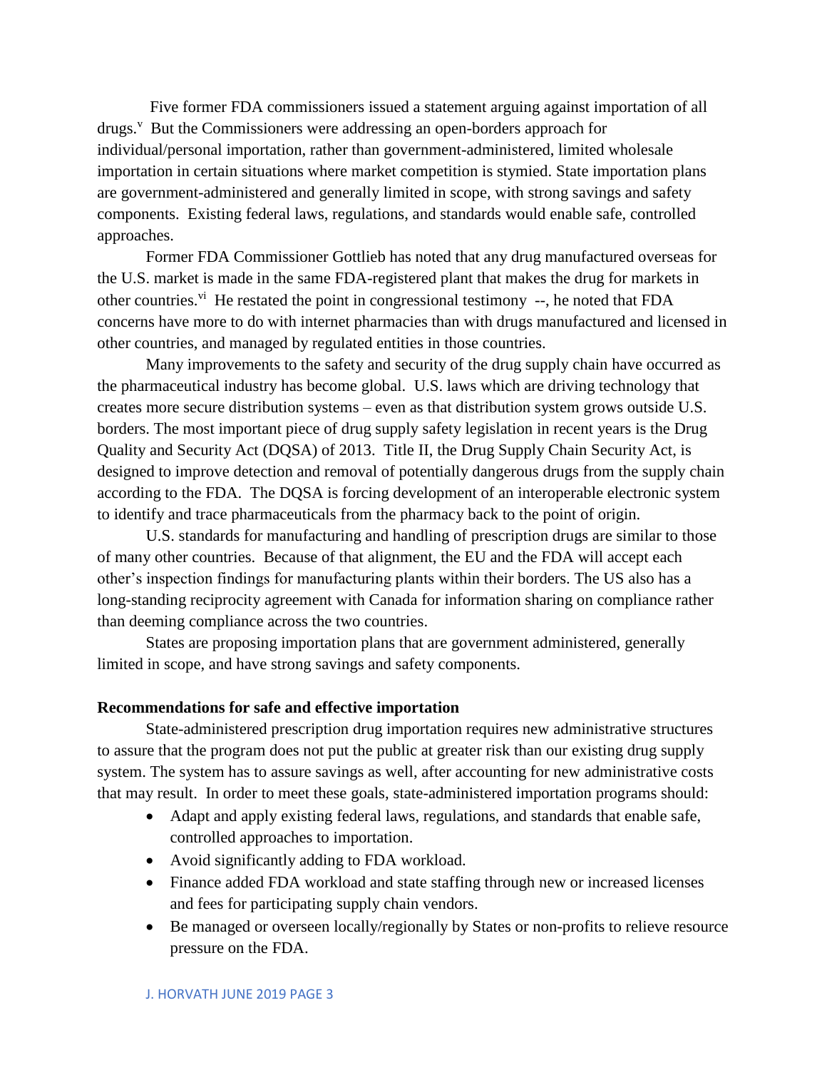Five former FDA commissioners issued a statement arguing against importation of all drugs.[v] But the Commissioners were addressing an open-borders approach for individual/personal importation, rather than government-administered, limited wholesale importation in certain situations where market competition is stymied. State importation plans are government-administered and generally limited in scope, with strong savings and safety components. Existing federal laws, regulations, and standards would enable safe, controlled approaches.

Former FDA Commissioner Gottlieb has noted that any drug manufactured overseas for the U.S. market is made in the same FDA-registered plant that makes the drug for markets in other countries.[vi] He restated the point in congressional testimony --, he noted that FDA concerns have more to do with internet pharmacies than with drugs manufactured and licensed in other countries, and managed by regulated entities in those countries.

Many improvements to the safety and security of the drug supply chain have occurred as the pharmaceutical industry has become global. U.S. laws which are driving technology that creates more secure distribution systems – even as that distribution system grows outside U.S. borders. The most important piece of drug supply safety legislation in recent years is the Drug Quality and Security Act (DQSA) of 2013. Title II, the Drug Supply Chain Security Act, is designed to improve detection and removal of potentially dangerous drugs from the supply chain according to the FDA. The DQSA is forcing development of an interoperable electronic system to identify and trace pharmaceuticals from the pharmacy back to the point of origin.

U.S. standards for manufacturing and handling of prescription drugs are similar to those of many other countries. Because of that alignment, the EU and the FDA will accept each other's inspection findings for manufacturing plants within their borders. The US also has a long-standing reciprocity agreement with Canada for information sharing on compliance rather than deeming compliance across the two countries.

States are proposing importation plans that are government administered, generally limited in scope, and have strong savings and safety components.

**Recommendations for safe and effective importation**

State-administered prescription drug importation requires new administrative structures to assure that the program does not put the public at greater risk than our existing drug supply system. The system has to assure savings as well, after accounting for new administrative costs that may result. In order to meet these goals, state-administered importation programs should:

- Adapt and apply existing federal laws, regulations, and standards that enable safe, controlled approaches to importation.
- Avoid significantly adding to FDA workload.
- Finance added FDA workload and state staffing through new or increased licenses and fees for participating supply chain vendors.
- Be managed or overseen locally/regionally by States or non-profits to relieve resource pressure on the FDA.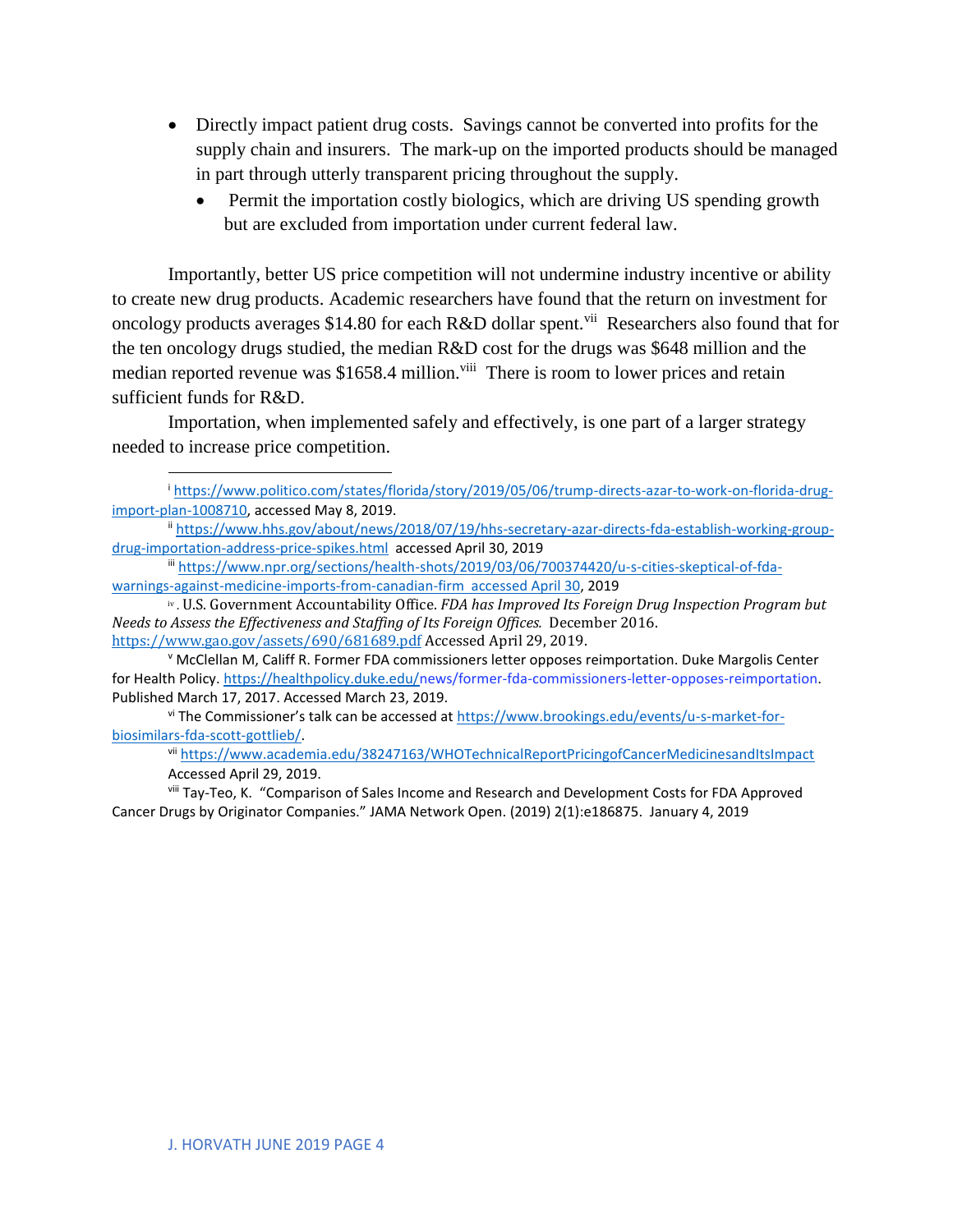- Directly impact patient drug costs. Savings cannot be converted into profits for the supply chain and insurers. The mark-up on the imported products should be managed in part through utterly transparent pricing throughout the supply.
  - Permit the importation costly biologics, which are driving US spending growth but are excluded from importation under current federal law.

Importantly, better US price competition will not undermine industry incentive or ability to create new drug products. Academic researchers have found that the return on investment for oncology products averages $14.80 for each R&D dollar spent.[vii] Researchers also found that for the ten oncology drugs studied, the median R&D cost for the drugs was $648 million and the median reported revenue was $1658.4 million.[viii] There is room to lower prices and retain sufficient funds for R&D.

Importation, when implemented safely and effectively, is one part of a larger strategy needed to increase price competition.

---

[i] https://www.politico.com/states/florida/story/2019/05/06/trump-directs-azar-to-work-on-florida-drug-import-plan-1008710, accessed May 8, 2019.

[ii] https://www.hhs.gov/about/news/2018/07/19/hhs-secretary-azar-directs-fda-establish-working-group-drug-importation-address-price-spikes.html accessed April 30, 2019

[iii] https://www.npr.org/sections/health-shots/2019/03/06/700374420/u-s-cities-skeptical-of-fda-warnings-against-medicine-imports-from-canadian-firm accessed April 30, 2019

[iv] . U.S. Government Accountability Office. *FDA has Improved Its Foreign Drug Inspection Program but Needs to Assess the Effectiveness and Staffing of Its Foreign Offices.* December 2016. https://www.gao.gov/assets/690/681689.pdf Accessed April 29, 2019.

[v] McClellan M, Califf R. Former FDA commissioners letter opposes reimportation. Duke Margolis Center for Health Policy. https://healthpolicy.duke.edu/news/former-fda-commissioners-letter-opposes-reimportation. Published March 17, 2017. Accessed March 23, 2019.

[vi] The Commissioner's talk can be accessed at https://www.brookings.edu/events/u-s-market-for-biosimilars-fda-scott-gottlieb/.

[vii] https://www.academia.edu/38247163/WHOTechnicalReportPricingofCancerMedicinesandItsImpact Accessed April 29, 2019.

[viii] Tay-Teo, K. "Comparison of Sales Income and Research and Development Costs for FDA Approved Cancer Drugs by Originator Companies." JAMA Network Open. (2019) 2(1):e186875. January 4, 2019